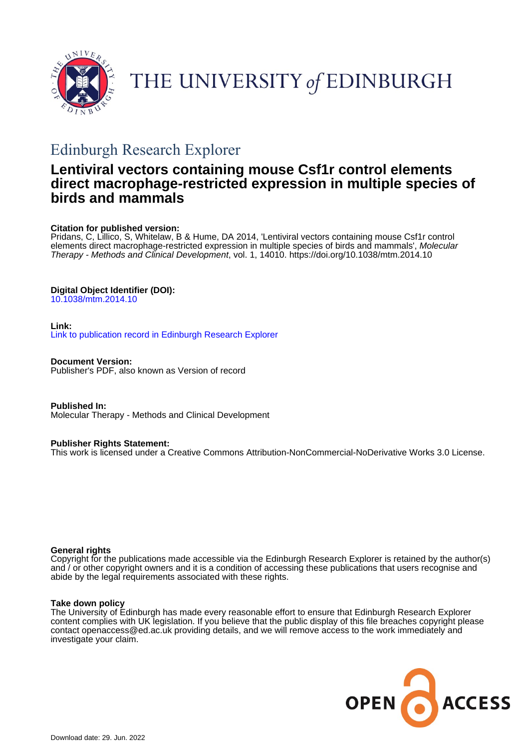# THE UNIVERSITY of EDINBURGH

## Edinburgh Research Explorer

# Lentiviral vectors containing mouse Csf1r control elements direct macrophage-restricted expression in multiple species of birds and mammals

**Citation for published version:**
Pridans, C, Lillico, S, Whitelaw, B & Hume, DA 2014, 'Lentiviral vectors containing mouse Csf1r control elements direct macrophage-restricted expression in multiple species of birds and mammals', *Molecular Therapy - Methods and Clinical Development*, vol. 1, 14010. https://doi.org/10.1038/mtm.2014.10

**Digital Object Identifier (DOI):**
10.1038/mtm.2014.10

**Link:**
Link to publication record in Edinburgh Research Explorer

**Document Version:**
Publisher's PDF, also known as Version of record

**Published In:**
Molecular Therapy - Methods and Clinical Development

**Publisher Rights Statement:**
This work is licensed under a Creative Commons Attribution-NonCommercial-NoDerivative Works 3.0 License.

**General rights**
Copyright for the publications made accessible via the Edinburgh Research Explorer is retained by the author(s) and / or other copyright owners and it is a condition of accessing these publications that users recognise and abide by the legal requirements associated with these rights.

**Take down policy**
The University of Edinburgh has made every reasonable effort to ensure that Edinburgh Research Explorer content complies with UK legislation. If you believe that the public display of this file breaches copyright please contact openaccess@ed.ac.uk providing details, and we will remove access to the work immediately and investigate your claim.

OPEN ACCESS

Download date: 29. Jun. 2022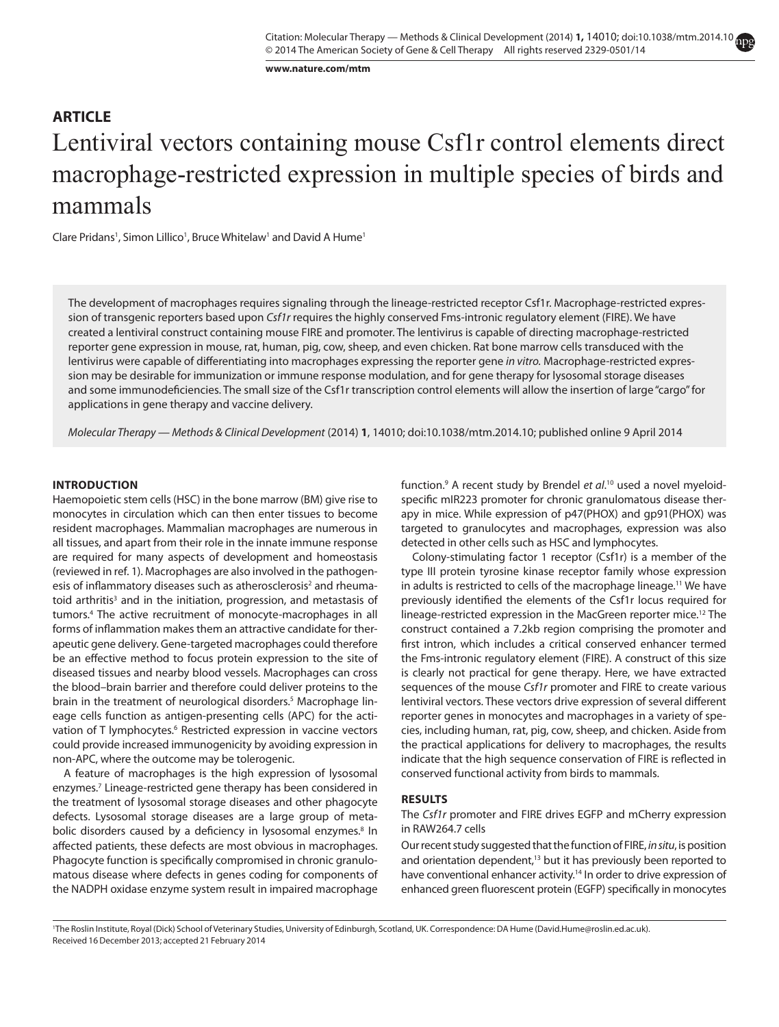## ARTICLE

# Lentiviral vectors containing mouse Csf1r control elements direct macrophage-restricted expression in multiple species of birds and mammals

Clare Pridans[1], Simon Lillico[1], Bruce Whitelaw[1] and David A Hume[1]

The development of macrophages requires signaling through the lineage-restricted receptor Csf1r. Macrophage-restricted expression of transgenic reporters based upon *Csf1r* requires the highly conserved Fms-intronic regulatory element (FIRE). We have created a lentiviral construct containing mouse FIRE and promoter. The lentivirus is capable of directing macrophage-restricted reporter gene expression in mouse, rat, human, pig, cow, sheep, and even chicken. Rat bone marrow cells transduced with the lentivirus were capable of differentiating into macrophages expressing the reporter gene *in vitro*. Macrophage-restricted expression may be desirable for immunization or immune response modulation, and for gene therapy for lysosomal storage diseases and some immunodeficiencies. The small size of the Csf1r transcription control elements will allow the insertion of large "cargo" for applications in gene therapy and vaccine delivery.

*Molecular Therapy — Methods & Clinical Development* (2014) **1**, 14010; doi:10.1038/mtm.2014.10; published online 9 April 2014

## INTRODUCTION

Haemopoietic stem cells (HSC) in the bone marrow (BM) give rise to monocytes in circulation which can then enter tissues to become resident macrophages. Mammalian macrophages are numerous in all tissues, and apart from their role in the innate immune response are required for many aspects of development and homeostasis (reviewed in ref. 1). Macrophages are also involved in the pathogenesis of inflammatory diseases such as atherosclerosis[2] and rheumatoid arthritis[3] and in the initiation, progression, and metastasis of tumors.[4] The active recruitment of monocyte-macrophages in all forms of inflammation makes them an attractive candidate for therapeutic gene delivery. Gene-targeted macrophages could therefore be an effective method to focus protein expression to the site of diseased tissues and nearby blood vessels. Macrophages can cross the blood–brain barrier and therefore could deliver proteins to the brain in the treatment of neurological disorders.[5] Macrophage lineage cells function as antigen-presenting cells (APC) for the activation of T lymphocytes.[6] Restricted expression in vaccine vectors could provide increased immunogenicity by avoiding expression in non-APC, where the outcome may be tolerogenic.

A feature of macrophages is the high expression of lysosomal enzymes.[7] Lineage-restricted gene therapy has been considered in the treatment of lysosomal storage diseases and other phagocyte defects. Lysosomal storage diseases are a large group of metabolic disorders caused by a deficiency in lysosomal enzymes.[8] In affected patients, these defects are most obvious in macrophages. Phagocyte function is specifically compromised in chronic granulomatous disease where defects in genes coding for components of the NADPH oxidase enzyme system result in impaired macrophage function.[9] A recent study by Brendel *et al*.[10] used a novel myeloid-specific mIR223 promoter for chronic granulomatous disease therapy in mice. While expression of p47(PHOX) and gp91(PHOX) was targeted to granulocytes and macrophages, expression was also detected in other cells such as HSC and lymphocytes.

Colony-stimulating factor 1 receptor (Csf1r) is a member of the type III protein tyrosine kinase receptor family whose expression in adults is restricted to cells of the macrophage lineage.[11] We have previously identified the elements of the Csf1r locus required for lineage-restricted expression in the MacGreen reporter mice.[12] The construct contained a 7.2kb region comprising the promoter and first intron, which includes a critical conserved enhancer termed the Fms-intronic regulatory element (FIRE). A construct of this size is clearly not practical for gene therapy. Here, we have extracted sequences of the mouse *Csf1r* promoter and FIRE to create various lentiviral vectors. These vectors drive expression of several different reporter genes in monocytes and macrophages in a variety of species, including human, rat, pig, cow, sheep, and chicken. Aside from the practical applications for delivery to macrophages, the results indicate that the high sequence conservation of FIRE is reflected in conserved functional activity from birds to mammals.

## RESULTS

### The *Csf1r* promoter and FIRE drives EGFP and mCherry expression in RAW264.7 cells

Our recent study suggested that the function of FIRE, *in situ*, is position and orientation dependent,[13] but it has previously been reported to have conventional enhancer activity.[14] In order to drive expression of enhanced green fluorescent protein (EGFP) specifically in monocytes

[1]The Roslin Institute, Royal (Dick) School of Veterinary Studies, University of Edinburgh, Scotland, UK. Correspondence: DA Hume (David.Hume@roslin.ed.ac.uk).
Received 16 December 2013; accepted 21 February 2014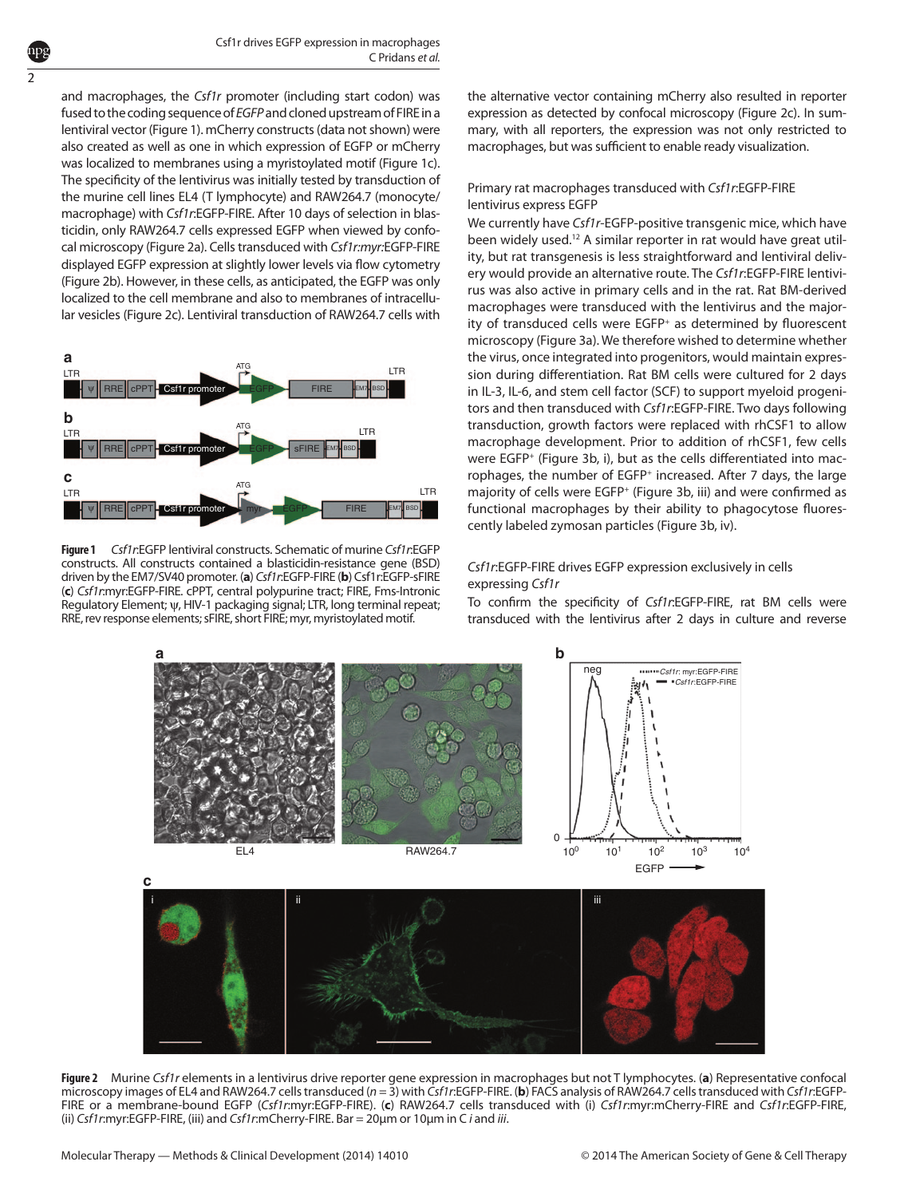and macrophages, the *Csf1r* promoter (including start codon) was fused to the coding sequence of *EGFP* and cloned upstream of FIRE in a lentiviral vector (Figure 1). mCherry constructs (data not shown) were also created as well as one in which expression of EGFP or mCherry was localized to membranes using a myristoylated motif (Figure 1c). The specificity of the lentivirus was initially tested by transduction of the murine cell lines EL4 (T lymphocyte) and RAW264.7 (monocyte/macrophage) with *Csf1r*:EGFP-FIRE. After 10 days of selection in blasticidin, only RAW264.7 cells expressed EGFP when viewed by confocal microscopy (Figure 2a). Cells transduced with *Csf1r:myr*:EGFP-FIRE displayed EGFP expression at slightly lower levels via flow cytometry (Figure 2b). However, in these cells, as anticipated, the EGFP was only localized to the cell membrane and also to membranes of intracellular vesicles (Figure 2c). Lentiviral transduction of RAW264.7 cells with the alternative vector containing mCherry also resulted in reporter expression as detected by confocal microscopy (Figure 2c). In summary, with all reporters, the expression was not only restricted to macrophages, but was sufficient to enable ready visualization.

**Figure 1** *Csf1r*:EGFP lentiviral constructs. Schematic of murine *Csf1r*:EGFP constructs. All constructs contained a blasticidin-resistance gene (BSD) driven by the EM7/SV40 promoter. (**a**) *Csf1r*:EGFP-FIRE (**b**) Csf1r:EGFP-sFIRE (**c**) *Csf1r*:myr:EGFP-FIRE. cPPT, central polypurine tract; FIRE, Fms-Intronic Regulatory Element; ψ, HIV-1 packaging signal; LTR, long terminal repeat; RRE, rev response elements; sFIRE, short FIRE; myr, myristoylated motif.

### Primary rat macrophages transduced with *Csf1r*:EGFP-FIRE lentivirus express EGFP

We currently have *Csf1r*-EGFP-positive transgenic mice, which have been widely used.[12] A similar reporter in rat would have great utility, but rat transgenesis is less straightforward and lentiviral delivery would provide an alternative route. The *Csf1r*:EGFP-FIRE lentivirus was also active in primary cells and in the rat. Rat BM-derived macrophages were transduced with the lentivirus and the majority of transduced cells were EGFP[+] as determined by fluorescent microscopy (Figure 3a). We therefore wished to determine whether the virus, once integrated into progenitors, would maintain expression during differentiation. Rat BM cells were cultured for 2 days in IL-3, IL-6, and stem cell factor (SCF) to support myeloid progenitors and then transduced with *Csf1r*:EGFP-FIRE. Two days following transduction, growth factors were replaced with rhCSF1 to allow macrophage development. Prior to addition of rhCSF1, few cells were EGFP[+] (Figure 3b, i), but as the cells differentiated into macrophages, the number of EGFP[+] increased. After 7 days, the large majority of cells were EGFP[+] (Figure 3b, iii) and were confirmed as functional macrophages by their ability to phagocytose fluorescently labeled zymosan particles (Figure 3b, iv).

### *Csf1r*:EGFP-FIRE drives EGFP expression exclusively in cells expressing *Csf1r*

To confirm the specificity of *Csf1r*:EGFP-FIRE, rat BM cells were transduced with the lentivirus after 2 days in culture and reverse

**Figure 2** Murine *Csf1r* elements in a lentivirus drive reporter gene expression in macrophages but not T lymphocytes. (**a**) Representative confocal microscopy images of EL4 and RAW264.7 cells transduced ($n = 3$) with *Csf1r*:EGFP-FIRE. (**b**) FACS analysis of RAW264.7 cells transduced with *Csf1r*:EGFP-FIRE or a membrane-bound EGFP (*Csf1r*:myr:EGFP-FIRE). (**c**) RAW264.7 cells transduced with (i) *Csf1r*:myr:mCherry-FIRE and *Csf1r*:EGFP-FIRE, (ii) *Csf1r*:myr:EGFP-FIRE, (iii) and *Csf1r*:mCherry-FIRE. Bar = 20µm or 10µm in C *i* and *iii*.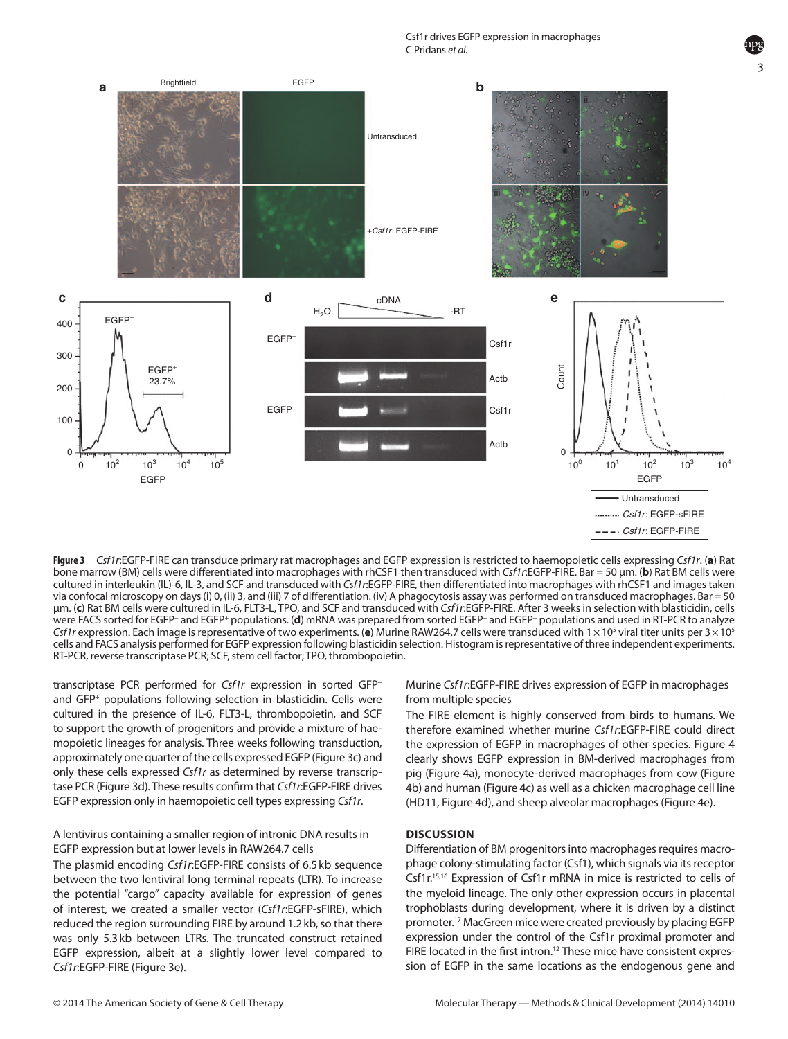**Figure 3** *Csf1r*:EGFP-FIRE can transduce primary rat macrophages and EGFP expression is restricted to haemopoietic cells expressing *Csf1r*. (**a**) Rat bone marrow (BM) cells were differentiated into macrophages with rhCSF1 then transduced with *Csf1r*:EGFP-FIRE. Bar = 50 µm. (**b**) Rat BM cells were cultured in interleukin (IL)-6, IL-3, and SCF and transduced with *Csf1r*:EGFP-FIRE, then differentiated into macrophages with rhCSF1 and images taken via confocal microscopy on days (i) 0, (ii) 3, and (iii) 7 of differentiation. (iv) A phagocytosis assay was performed on transduced macrophages. Bar = 50 µm. (**c**) Rat BM cells were cultured in IL-6, FLT3-L, TPO, and SCF and transduced with *Csf1r*:EGFP-FIRE. After 3 weeks in selection with blasticidin, cells were FACS sorted for EGFP⁻ and EGFP⁺ populations. (**d**) mRNA was prepared from sorted EGFP⁻ and EGFP⁺ populations and used in RT-PCR to analyze *Csf1r* expression. Each image is representative of two experiments. (**e**) Murine RAW264.7 cells were transduced with $1 \times 10^5$ viral titer units per $3 \times 10^5$ cells and FACS analysis performed for EGFP expression following blasticidin selection. Histogram is representative of three independent experiments. RT-PCR, reverse transcriptase PCR; SCF, stem cell factor; TPO, thrombopoietin.

transcriptase PCR performed for *Csf1r* expression in sorted GFP⁻ and GFP⁺ populations following selection in blasticidin. Cells were cultured in the presence of IL-6, FLT3-L, thrombopoietin, and SCF to support the growth of progenitors and provide a mixture of haemopoietic lineages for analysis. Three weeks following transduction, approximately one quarter of the cells expressed EGFP (Figure 3c) and only these cells expressed *Csf1r* as determined by reverse transcriptase PCR (Figure 3d). These results confirm that *Csf1r*:EGFP-FIRE drives EGFP expression only in haemopoietic cell types expressing *Csf1r*.

### A lentivirus containing a smaller region of intronic DNA results in EGFP expression but at lower levels in RAW264.7 cells

The plasmid encoding *Csf1r*:EGFP-FIRE consists of 6.5 kb sequence between the two lentiviral long terminal repeats (LTR). To increase the potential "cargo" capacity available for expression of genes of interest, we created a smaller vector (*Csf1r*:EGFP-sFIRE), which reduced the region surrounding FIRE by around 1.2 kb, so that there was only 5.3 kb between LTRs. The truncated construct retained EGFP expression, albeit at a slightly lower level compared to *Csf1r*:EGFP-FIRE (Figure 3e).

### Murine *Csf1r*:EGFP-FIRE drives expression of EGFP in macrophages from multiple species

The FIRE element is highly conserved from birds to humans. We therefore examined whether murine *Csf1r*:EGFP-FIRE could direct the expression of EGFP in macrophages of other species. Figure 4 clearly shows EGFP expression in BM-derived macrophages from pig (Figure 4a), monocyte-derived macrophages from cow (Figure 4b) and human (Figure 4c) as well as a chicken macrophage cell line (HD11, Figure 4d), and sheep alveolar macrophages (Figure 4e).

## DISCUSSION

Differentiation of BM progenitors into macrophages requires macrophage colony-stimulating factor (Csf1), which signals via its receptor Csf1r.[15,16] Expression of Csf1r mRNA in mice is restricted to cells of the myeloid lineage. The only other expression occurs in placental trophoblasts during development, where it is driven by a distinct promoter.[17] MacGreen mice were created previously by placing EGFP expression under the control of the Csf1r proximal promoter and FIRE located in the first intron.[12] These mice have consistent expression of EGFP in the same locations as the endogenous gene and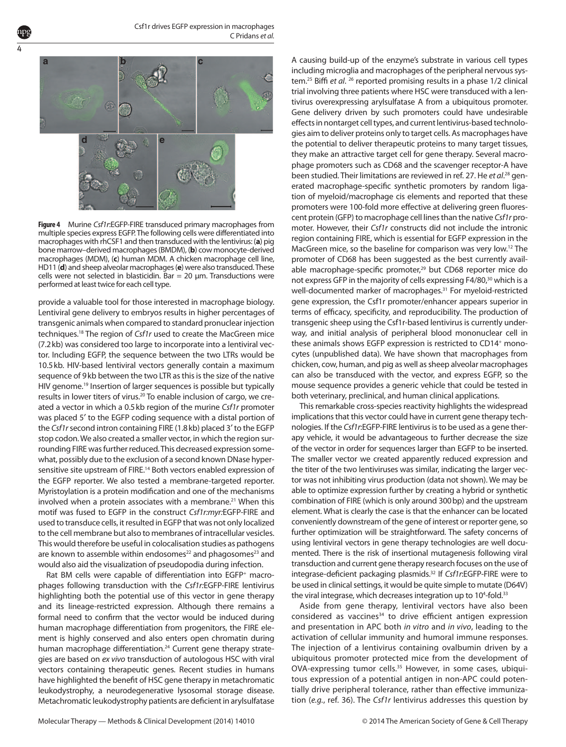**Figure 4** Murine *Csf1r*:EGFP-FIRE transduced primary macrophages from multiple species express EGFP. The following cells were differentiated into macrophages with rhCSF1 and then transduced with the lentivirus: (**a**) pig bone marrow–derived macrophages (BMDM), (**b**) cow monocyte-derived macrophages (MDM), (**c**) human MDM. A chicken macrophage cell line, HD11 (**d**) and sheep alveolar macrophages (**e**) were also transduced. These cells were not selected in blasticidin. Bar = 20 μm. Transductions were performed at least twice for each cell type.

provide a valuable tool for those interested in macrophage biology. Lentiviral gene delivery to embryos results in higher percentages of transgenic animals when compared to standard pronuclear injection techniques.[18] The region of *Csf1r* used to create the MacGreen mice (7.2 kb) was considered too large to incorporate into a lentiviral vector. Including EGFP, the sequence between the two LTRs would be 10.5 kb. HIV-based lentiviral vectors generally contain a maximum sequence of 9 kb between the two LTR as this is the size of the native HIV genome.[19] Insertion of larger sequences is possible but typically results in lower titers of virus.[20] To enable inclusion of cargo, we created a vector in which a 0.5 kb region of the murine *Csf1r* promoter was placed 5′ to the EGFP coding sequence with a distal portion of the *Csf1r* second intron containing FIRE (1.8 kb) placed 3′ to the EGFP stop codon. We also created a smaller vector, in which the region surrounding FIRE was further reduced. This decreased expression somewhat, possibly due to the exclusion of a second known DNase hypersensitive site upstream of FIRE.[14] Both vectors enabled expression of the EGFP reporter. We also tested a membrane-targeted reporter. Myristoylation is a protein modification and one of the mechanisms involved when a protein associates with a membrane.[21] When this motif was fused to EGFP in the construct *Csf1r:myr*:EGFP-FIRE and used to transduce cells, it resulted in EGFP that was not only localized to the cell membrane but also to membranes of intracellular vesicles. This would therefore be useful in colocalisation studies as pathogens are known to assemble within endosomes[22] and phagosomes[23] and would also aid the visualization of pseudopodia during infection.

Rat BM cells were capable of differentiation into EGFP+ macrophages following transduction with the *Csf1r*:EGFP-FIRE lentivirus highlighting both the potential use of this vector in gene therapy and its lineage-restricted expression. Although there remains a formal need to confirm that the vector would be induced during human macrophage differentiation from progenitors, the FIRE element is highly conserved and also enters open chromatin during human macrophage differentiation.[24] Current gene therapy strategies are based on *ex vivo* transduction of autologous HSC with viral vectors containing therapeutic genes. Recent studies in humans have highlighted the benefit of HSC gene therapy in metachromatic leukodystrophy, a neurodegenerative lysosomal storage disease. Metachromatic leukodystrophy patients are deficient in arylsulfatase A causing build-up of the enzyme's substrate in various cell types including microglia and macrophages of the peripheral nervous system.[25] Biffi *et al.* [26] reported promising results in a phase 1/2 clinical trial involving three patients where HSC were transduced with a lentivirus overexpressing arylsulfatase A from a ubiquitous promoter. Gene delivery driven by such promoters could have undesirable effects in nontarget cell types, and current lentivirus-based technologies aim to deliver proteins only to target cells. As macrophages have the potential to deliver therapeutic proteins to many target tissues, they make an attractive target cell for gene therapy. Several macrophage promoters such as CD68 and the scavenger receptor-A have been studied. Their limitations are reviewed in ref. 27. He *et al.*[28] generated macrophage-specific synthetic promoters by random ligation of myeloid/macrophage cis elements and reported that these promoters were 100-fold more effective at delivering green fluorescent protein (GFP) to macrophage cell lines than the native *Csf1r* promoter. However, their *Csf1r* constructs did not include the intronic region containing FIRE, which is essential for EGFP expression in the MacGreen mice, so the baseline for comparison was very low.[12] The promoter of CD68 has been suggested as the best currently available macrophage-specific promoter,[29] but CD68 reporter mice do not express GFP in the majority of cells expressing F4/80,[30] which is a well-documented marker of macrophages.[31] For myeloid-restricted gene expression, the Csf1r promoter/enhancer appears superior in terms of efficacy, specificity, and reproducibility. The production of transgenic sheep using the Csf1r-based lentivirus is currently underway, and initial analysis of peripheral blood mononuclear cell in these animals shows EGFP expression is restricted to CD14+ monocytes (unpublished data). We have shown that macrophages from chicken, cow, human, and pig as well as sheep alveolar macrophages can also be transduced with the vector, and express EGFP, so the mouse sequence provides a generic vehicle that could be tested in both veterinary, preclinical, and human clinical applications.

This remarkable cross-species reactivity highlights the widespread implications that this vector could have in current gene therapy technologies. If the *Csf1r*:EGFP-FIRE lentivirus is to be used as a gene therapy vehicle, it would be advantageous to further decrease the size of the vector in order for sequences larger than EGFP to be inserted. The smaller vector we created apparently reduced expression and the titer of the two lentiviruses was similar, indicating the larger vector was not inhibiting virus production (data not shown). We may be able to optimize expression further by creating a hybrid or synthetic combination of FIRE (which is only around 300 bp) and the upstream element. What is clearly the case is that the enhancer can be located conveniently downstream of the gene of interest or reporter gene, so further optimization will be straightforward. The safety concerns of using lentiviral vectors in gene therapy technologies are well documented. There is the risk of insertional mutagenesis following viral transduction and current gene therapy research focuses on the use of integrase-deficient packaging plasmids.[32] If *Csf1r*:EGFP-FIRE were to be used in clinical settings, it would be quite simple to mutate (D64V) the viral integrase, which decreases integration up to $10^4$-fold.[33]

Aside from gene therapy, lentiviral vectors have also been considered as vaccines[34] to drive efficient antigen expression and presentation in APC both *in vitro* and *in vivo*, leading to the activation of cellular immunity and humoral immune responses. The injection of a lentivirus containing ovalbumin driven by a ubiquitous promoter protected mice from the development of OVA-expressing tumor cells.[35] However, in some cases, ubiquitous expression of a potential antigen in non-APC could potentially drive peripheral tolerance, rather than effective immunization (*e.g.*, ref. 36). The *Csf1r* lentivirus addresses this question by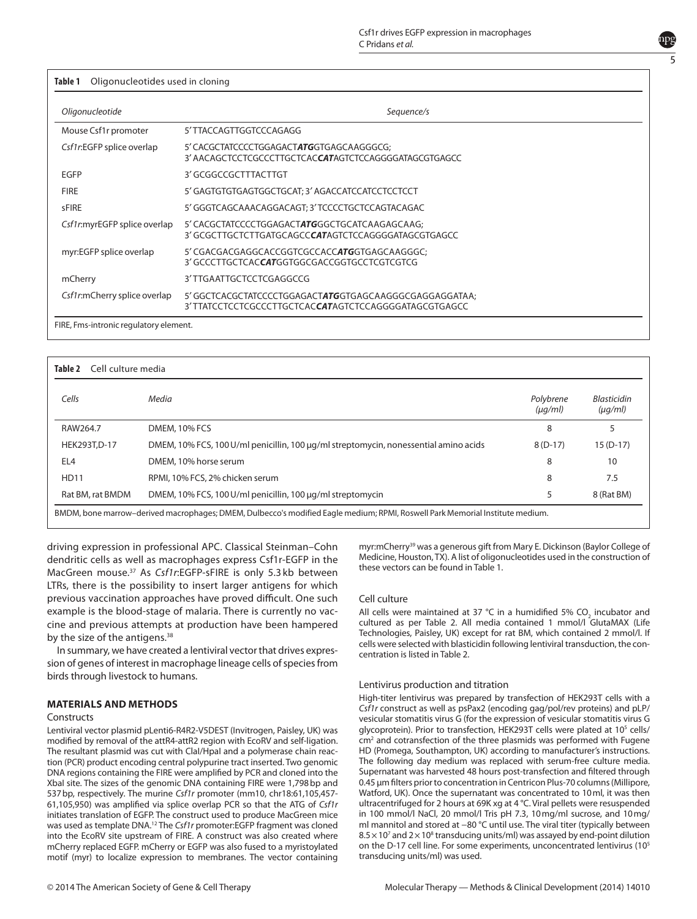**Table 1** Oligonucleotides used in cloning

| Oligonucleotide | Sequence/s |
|---|---|
| Mouse Csf1r promoter | 5′ TTACCAGTTGGTCCCAGAGG |
| *Csf1r*:EGFP splice overlap | 5′ CACGCTATCCCCTGGAGACT***ATG***GTGAGCAAGGGCG; 3′ AACAGCTCCTCGCCCTTGCTCAC***CAT***AGTCTCCAGGGGATAGCGTGAGCC |
| EGFP | 3′ GCGGCCGCTTTACTTGT |
| FIRE | 5′ GAGTGTGTGAGTGGCTGCAT; 3′ AGACCATCCATCCTCCTCCT |
| sFIRE | 5′ GGGTCAGCAAACAGGACAGT; 3′ TCCCCTGCTCCAGTACAGAC |
| *Csf1r*:myrEGFP splice overlap | 5′ CACGCTATCCCCTGGAGACT***ATG***GGCTGCATCAAGAGCAAG; 3′ GCGCTTGCTCTTGATGCAGCC***CAT***AGTCTCCAGGGGATAGCGTGAGCC |
| myr:EGFP splice overlap | 5′ CGACGACGAGGCACCGGTCGCCACC***ATG***GTGAGCAAGGGC; 3′ GCCCTTGCTCAC***CAT***GGTGGCGACCGGTGCCTCGTCGTCG |
| mCherry | 3′ TTGAATTGCTCCTCGAGGCCG |
| *Csf1r*:mCherry splice overlap | 5′ GGCTCACGCTATCCCCTGGAGACT***ATG***GTGAGCAAGGGCGAGGAGGATAA; 3′ TTATCCTCCTCGCCCTTGCTCAC***CAT***AGTCTCCAGGGGATAGCGTGAGCC |

FIRE, Fms-intronic regulatory element.

**Table 2** Cell culture media

| Cells | Media | Polybrene (μg/ml) | Blasticidin (μg/ml) |
|---|---|---|---|
| RAW264.7 | DMEM, 10% FCS | 8 | 5 |
| HEK293T,D-17 | DMEM, 10% FCS, 100 U/ml penicillin, 100 μg/ml streptomycin, nonessential amino acids | 8 (D-17) | 15 (D-17) |
| EL4 | DMEM, 10% horse serum | 8 | 10 |
| HD11 | RPMI, 10% FCS, 2% chicken serum | 8 | 7.5 |
| Rat BM, rat BMDM | DMEM, 10% FCS, 100 U/ml penicillin, 100 μg/ml streptomycin | 5 | 8 (Rat BM) |

BMDM, bone marrow–derived macrophages; DMEM, Dulbecco's modified Eagle medium; RPMI, Roswell Park Memorial Institute medium.

driving expression in professional APC. Classical Steinman–Cohn dendritic cells as well as macrophages express Csf1r-EGFP in the MacGreen mouse.[37] As *Csf1r*:EGFP-sFIRE is only 5.3 kb between LTRs, there is the possibility to insert larger antigens for which previous vaccination approaches have proved difficult. One such example is the blood-stage of malaria. There is currently no vaccine and previous attempts at production have been hampered by the size of the antigens.[38]

In summary, we have created a lentiviral vector that drives expression of genes of interest in macrophage lineage cells of species from birds through livestock to humans.

## MATERIALS AND METHODS

### Constructs

Lentiviral vector plasmid pLenti6-R4R2-V5DEST (Invitrogen, Paisley, UK) was modified by removal of the attR4-attR2 region with EcoRV and self-ligation. The resultant plasmid was cut with ClaI/HpaI and a polymerase chain reaction (PCR) product encoding central polypurine tract inserted. Two genomic DNA regions containing the FIRE were amplified by PCR and cloned into the XbaI site. The sizes of the genomic DNA containing FIRE were 1,798 bp and 537 bp, respectively. The murine *Csf1r* promoter (mm10, chr18:61,105,457-61,105,950) was amplified via splice overlap PCR so that the ATG of *Csf1r* initiates translation of EGFP. The construct used to produce MacGreen mice was used as template DNA.[12] The *Csf1r* promoter:EGFP fragment was cloned into the EcoRV site upstream of FIRE. A construct was also created where mCherry replaced EGFP. mCherry or EGFP was also fused to a myristoylated motif (myr) to localize expression to membranes. The vector containing myr:mCherry[39] was a generous gift from Mary E. Dickinson (Baylor College of Medicine, Houston, TX). A list of oligonucleotides used in the construction of these vectors can be found in Table 1.

### Cell culture

All cells were maintained at 37 °C in a humidified 5% $CO_2$ incubator and cultured as per Table 2. All media contained 1 mmol/l GlutaMAX (Life Technologies, Paisley, UK) except for rat BM, which contained 2 mmol/l. If cells were selected with blasticidin following lentiviral transduction, the concentration is listed in Table 2.

### Lentivirus production and titration

High-titer lentivirus was prepared by transfection of HEK293T cells with a *Csf1r* construct as well as psPax2 (encoding gag/pol/rev proteins) and pLP/vesicular stomatitis virus G (for the expression of vesicular stomatitis virus G glycoprotein). Prior to transfection, HEK293T cells were plated at $10^5$ cells/$cm^2$ and cotransfection of the three plasmids was performed with Fugene HD (Promega, Southampton, UK) according to manufacturer's instructions. The following day medium was replaced with serum-free culture media. Supernatant was harvested 48 hours post-transfection and filtered through 0.45 μm filters prior to concentration in Centricon Plus-70 columns (Millipore, Watford, UK). Once the supernatant was concentrated to 10 ml, it was then ultracentrifuged for 2 hours at 69K xg at 4 °C. Viral pellets were resuspended in 100 mmol/l NaCl, 20 mmol/l Tris pH 7.3, 10 mg/ml sucrose, and 10 mg/ml mannitol and stored at −80 °C until use. The viral titer (typically between $8.5 \times 10^7$ and $2 \times 10^8$ transducing units/ml) was assayed by end-point dilution on the D-17 cell line. For some experiments, unconcentrated lentivirus ($10^5$ transducing units/ml) was used.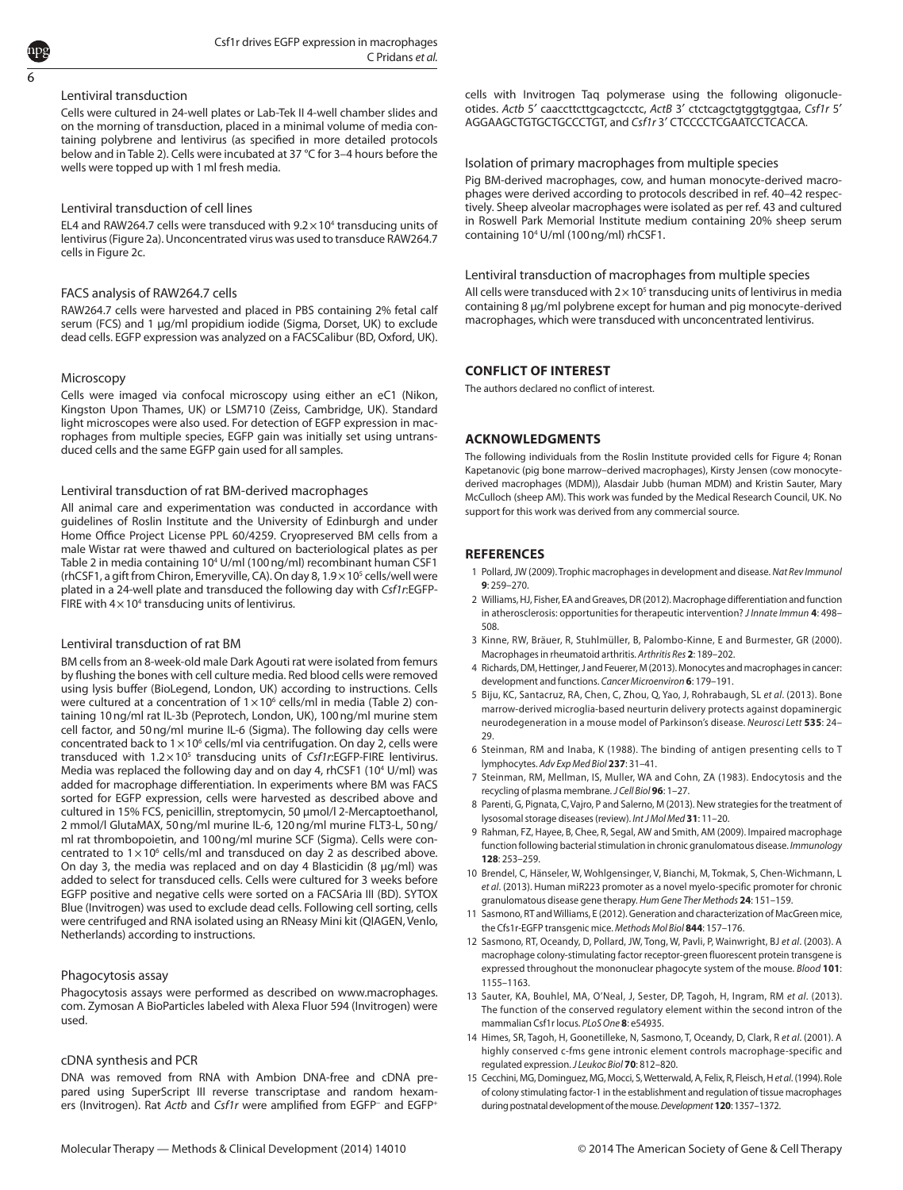### Lentiviral transduction

Cells were cultured in 24-well plates or Lab-Tek II 4-well chamber slides and on the morning of transduction, placed in a minimal volume of media containing polybrene and lentivirus (as specified in more detailed protocols below and in Table 2). Cells were incubated at 37 °C for 3–4 hours before the wells were topped up with 1 ml fresh media.

### Lentiviral transduction of cell lines

EL4 and RAW264.7 cells were transduced with $9.2 \times 10^4$ transducing units of lentivirus (Figure 2a). Unconcentrated virus was used to transduce RAW264.7 cells in Figure 2c.

### FACS analysis of RAW264.7 cells

RAW264.7 cells were harvested and placed in PBS containing 2% fetal calf serum (FCS) and 1 µg/ml propidium iodide (Sigma, Dorset, UK) to exclude dead cells. EGFP expression was analyzed on a FACSCalibur (BD, Oxford, UK).

### Microscopy

Cells were imaged via confocal microscopy using either an eC1 (Nikon, Kingston Upon Thames, UK) or LSM710 (Zeiss, Cambridge, UK). Standard light microscopes were also used. For detection of EGFP expression in macrophages from multiple species, EGFP gain was initially set using untransduced cells and the same EGFP gain used for all samples.

### Lentiviral transduction of rat BM-derived macrophages

All animal care and experimentation was conducted in accordance with guidelines of Roslin Institute and the University of Edinburgh and under Home Office Project License PPL 60/4259. Cryopreserved BM cells from a male Wistar rat were thawed and cultured on bacteriological plates as per Table 2 in media containing $10^4$ U/ml (100 ng/ml) recombinant human CSF1 (rhCSF1, a gift from Chiron, Emeryville, CA). On day 8, $1.9 \times 10^5$ cells/well were plated in a 24-well plate and transduced the following day with *Csf1r*:EGFP-FIRE with $4 \times 10^4$ transducing units of lentivirus.

### Lentiviral transduction of rat BM

BM cells from an 8-week-old male Dark Agouti rat were isolated from femurs by flushing the bones with cell culture media. Red blood cells were removed using lysis buffer (BioLegend, London, UK) according to instructions. Cells were cultured at a concentration of $1 \times 10^6$ cells/ml in media (Table 2) containing 10 ng/ml rat IL-3b (Peprotech, London, UK), 100 ng/ml murine stem cell factor, and 50 ng/ml murine IL-6 (Sigma). The following day cells were concentrated back to $1 \times 10^6$ cells/ml via centrifugation. On day 2, cells were transduced with $1.2 \times 10^5$ transducing units of *Csf1r*:EGFP-FIRE lentivirus. Media was replaced the following day and on day 4, rhCSF1 ($10^4$ U/ml) was added for macrophage differentiation. In experiments where BM was FACS sorted for EGFP expression, cells were harvested as described above and cultured in 15% FCS, penicillin, streptomycin, 50 µmol/l 2-Mercaptoethanol, 2 mmol/l GlutaMAX, 50 ng/ml murine IL-6, 120 ng/ml murine FLT3-L, 50 ng/ml rat thrombopoietin, and 100 ng/ml murine SCF (Sigma). Cells were concentrated to $1 \times 10^6$ cells/ml and transduced on day 2 as described above. On day 3, the media was replaced and on day 4 Blasticidin (8 µg/ml) was added to select for transduced cells. Cells were cultured for 3 weeks before EGFP positive and negative cells were sorted on a FACSAria III (BD). SYTOX Blue (Invitrogen) was used to exclude dead cells. Following cell sorting, cells were centrifuged and RNA isolated using an RNeasy Mini kit (QIAGEN, Venlo, Netherlands) according to instructions.

### Phagocytosis assay

Phagocytosis assays were performed as described on www.macrophages.com. Zymosan A BioParticles labeled with Alexa Fluor 594 (Invitrogen) were used.

### cDNA synthesis and PCR

DNA was removed from RNA with Ambion DNA-free and cDNA prepared using SuperScript III reverse transcriptase and random hexamers (Invitrogen). Rat *Actb* and *Csf1r* were amplified from EGFP$^-$ and EGFP$^+$ cells with Invitrogen Taq polymerase using the following oligonucleotides. *Actb* 5′ caaccttcttgcagctcctc, *ActB* 3′ ctctcagctgtggtggtgaa, *Csf1r* 5′ AGGAAGCTGTGCTGCCCTGT, and *Csf1r* 3′ CTCCCCTCGAATCCTCACCA.

### Isolation of primary macrophages from multiple species

Pig BM-derived macrophages, cow, and human monocyte-derived macrophages were derived according to protocols described in ref. 40–42 respectively. Sheep alveolar macrophages were isolated as per ref. 43 and cultured in Roswell Park Memorial Institute medium containing 20% sheep serum containing $10^4$ U/ml (100 ng/ml) rhCSF1.

### Lentiviral transduction of macrophages from multiple species

All cells were transduced with $2 \times 10^5$ transducing units of lentivirus in media containing 8 µg/ml polybrene except for human and pig monocyte-derived macrophages, which were transduced with unconcentrated lentivirus.

## CONFLICT OF INTEREST

The authors declared no conflict of interest.

## ACKNOWLEDGMENTS

The following individuals from the Roslin Institute provided cells for Figure 4; Ronan Kapetanovic (pig bone marrow–derived macrophages), Kirsty Jensen (cow monocyte-derived macrophages (MDM)), Alasdair Jubb (human MDM) and Kristin Sauter, Mary McCulloch (sheep AM). This work was funded by the Medical Research Council, UK. No support for this work was derived from any commercial source.

## REFERENCES

1. Pollard, JW (2009). Trophic macrophages in development and disease. *Nat Rev Immunol* **9**: 259–270.
2. Williams, HJ, Fisher, EA and Greaves, DR (2012). Macrophage differentiation and function in atherosclerosis: opportunities for therapeutic intervention? *J Innate Immun* **4**: 498–508.
3. Kinne, RW, Bräuer, R, Stuhlmüller, B, Palombo-Kinne, E and Burmester, GR (2000). Macrophages in rheumatoid arthritis. *Arthritis Res* **2**: 189–202.
4. Richards, DM, Hettinger, J and Feuerer, M (2013). Monocytes and macrophages in cancer: development and functions. *Cancer Microenviron* **6**: 179–191.
5. Biju, KC, Santacruz, RA, Chen, C, Zhou, Q, Yao, J, Rohrabaugh, SL *et al*. (2013). Bone marrow-derived microglia-based neurturin delivery protects against dopaminergic neurodegeneration in a mouse model of Parkinson's disease. *Neurosci Lett* **535**: 24–29.
6. Steinman, RM and Inaba, K (1988). The binding of antigen presenting cells to T lymphocytes. *Adv Exp Med Biol* **237**: 31–41.
7. Steinman, RM, Mellman, IS, Muller, WA and Cohn, ZA (1983). Endocytosis and the recycling of plasma membrane. *J Cell Biol* **96**: 1–27.
8. Parenti, G, Pignata, C, Vajro, P and Salerno, M (2013). New strategies for the treatment of lysosomal storage diseases (review). *Int J Mol Med* **31**: 11–20.
9. Rahman, FZ, Hayee, B, Chee, R, Segal, AW and Smith, AM (2009). Impaired macrophage function following bacterial stimulation in chronic granulomatous disease. *Immunology* **128**: 253–259.
10. Brendel, C, Hänseler, W, Wohlgensinger, V, Bianchi, M, Tokmak, S, Chen-Wichmann, L *et al*. (2013). Human miR223 promoter as a novel myelo-specific promoter for chronic granulomatous disease gene therapy. *Hum Gene Ther Methods* **24**: 151–159.
11. Sasmono, RT and Williams, E (2012). Generation and characterization of MacGreen mice, the Cfs1r-EGFP transgenic mice. *Methods Mol Biol* **844**: 157–176.
12. Sasmono, RT, Oceandy, D, Pollard, JW, Tong, W, Pavli, P, Wainwright, BJ *et al*. (2003). A macrophage colony-stimulating factor receptor-green fluorescent protein transgene is expressed throughout the mononuclear phagocyte system of the mouse. *Blood* **101**: 1155–1163.
13. Sauter, KA, Bouhlel, MA, O'Neal, J, Sester, DP, Tagoh, H, Ingram, RM *et al*. (2013). The function of the conserved regulatory element within the second intron of the mammalian Csf1r locus. *PLoS One* **8**: e54935.
14. Himes, SR, Tagoh, H, Goonetilleke, N, Sasmono, T, Oceandy, D, Clark, R *et al*. (2001). A highly conserved c-fms gene intronic element controls macrophage-specific and regulated expression. *J Leukoc Biol* **70**: 812–820.
15. Cecchini, MG, Dominguez, MG, Mocci, S, Wetterwald, A, Felix, R, Fleisch, H *et al*. (1994). Role of colony stimulating factor-1 in the establishment and regulation of tissue macrophages during postnatal development of the mouse. *Development* **120**: 1357–1372.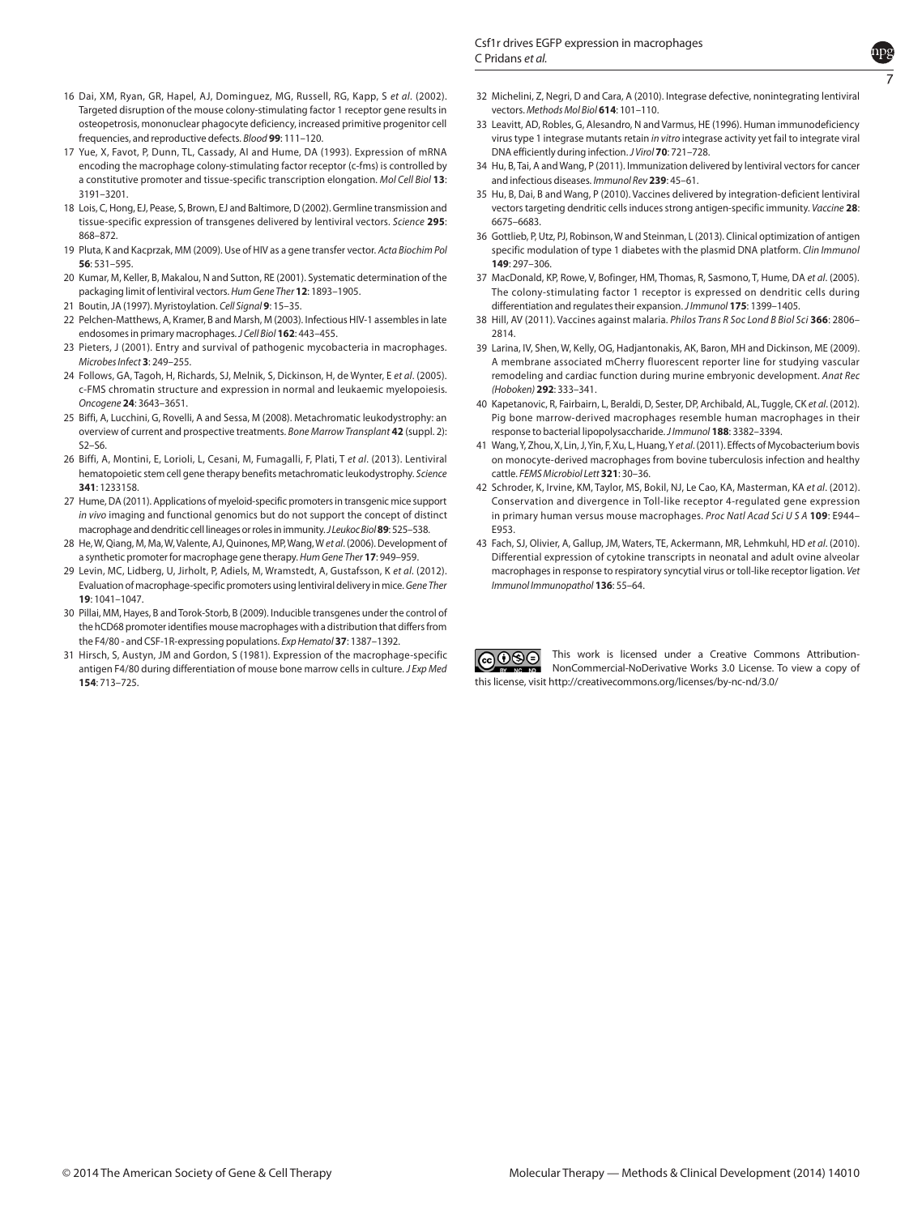16 Dai, XM, Ryan, GR, Hapel, AJ, Dominguez, MG, Russell, RG, Kapp, S *et al*. (2002). Targeted disruption of the mouse colony-stimulating factor 1 receptor gene results in osteopetrosis, mononuclear phagocyte deficiency, increased primitive progenitor cell frequencies, and reproductive defects. *Blood* **99**: 111–120.

17 Yue, X, Favot, P, Dunn, TL, Cassady, AI and Hume, DA (1993). Expression of mRNA encoding the macrophage colony-stimulating factor receptor (c-fms) is controlled by a constitutive promoter and tissue-specific transcription elongation. *Mol Cell Biol* **13**: 3191–3201.

18 Lois, C, Hong, EJ, Pease, S, Brown, EJ and Baltimore, D (2002). Germline transmission and tissue-specific expression of transgenes delivered by lentiviral vectors. *Science* **295**: 868–872.

19 Pluta, K and Kacprzak, MM (2009). Use of HIV as a gene transfer vector. *Acta Biochim Pol* **56**: 531–595.

20 Kumar, M, Keller, B, Makalou, N and Sutton, RE (2001). Systematic determination of the packaging limit of lentiviral vectors. *Hum Gene Ther* **12**: 1893–1905.

21 Boutin, JA (1997). Myristoylation. *Cell Signal* **9**: 15–35.

22 Pelchen-Matthews, A, Kramer, B and Marsh, M (2003). Infectious HIV-1 assembles in late endosomes in primary macrophages. *J Cell Biol* **162**: 443–455.

23 Pieters, J (2001). Entry and survival of pathogenic mycobacteria in macrophages. *Microbes Infect* **3**: 249–255.

24 Follows, GA, Tagoh, H, Richards, SJ, Melnik, S, Dickinson, H, de Wynter, E *et al*. (2005). c-FMS chromatin structure and expression in normal and leukaemic myelopoiesis. *Oncogene* **24**: 3643–3651.

25 Biffi, A, Lucchini, G, Rovelli, A and Sessa, M (2008). Metachromatic leukodystrophy: an overview of current and prospective treatments. *Bone Marrow Transplant* **42** (suppl. 2): S2–S6.

26 Biffi, A, Montini, E, Lorioli, L, Cesani, M, Fumagalli, F, Plati, T *et al*. (2013). Lentiviral hematopoietic stem cell gene therapy benefits metachromatic leukodystrophy. *Science* **341**: 1233158.

27 Hume, DA (2011). Applications of myeloid-specific promoters in transgenic mice support *in vivo* imaging and functional genomics but do not support the concept of distinct macrophage and dendritic cell lineages or roles in immunity. *J Leukoc Biol* **89**: 525–538.

28 He, W, Qiang, M, Ma, W, Valente, AJ, Quinones, MP, Wang, W *et al*. (2006). Development of a synthetic promoter for macrophage gene therapy. *Hum Gene Ther* **17**: 949–959.

29 Levin, MC, Lidberg, U, Jirholt, P, Adiels, M, Wramstedt, A, Gustafsson, K *et al*. (2012). Evaluation of macrophage-specific promoters using lentiviral delivery in mice. *Gene Ther* **19**: 1041–1047.

30 Pillai, MM, Hayes, B and Torok-Storb, B (2009). Inducible transgenes under the control of the hCD68 promoter identifies mouse macrophages with a distribution that differs from the F4/80 - and CSF-1R-expressing populations. *Exp Hematol* **37**: 1387–1392.

31 Hirsch, S, Austyn, JM and Gordon, S (1981). Expression of the macrophage-specific antigen F4/80 during differentiation of mouse bone marrow cells in culture. *J Exp Med* **154**: 713–725.

32 Michelini, Z, Negri, D and Cara, A (2010). Integrase defective, nonintegrating lentiviral vectors. *Methods Mol Biol* **614**: 101–110.

33 Leavitt, AD, Robles, G, Alesandro, N and Varmus, HE (1996). Human immunodeficiency virus type 1 integrase mutants retain *in vitro* integrase activity yet fail to integrate viral DNA efficiently during infection. *J Virol* **70**: 721–728.

34 Hu, B, Tai, A and Wang, P (2011). Immunization delivered by lentiviral vectors for cancer and infectious diseases. *Immunol Rev* **239**: 45–61.

35 Hu, B, Dai, B and Wang, P (2010). Vaccines delivered by integration-deficient lentiviral vectors targeting dendritic cells induces strong antigen-specific immunity. *Vaccine* **28**: 6675–6683.

36 Gottlieb, P, Utz, PJ, Robinson, W and Steinman, L (2013). Clinical optimization of antigen specific modulation of type 1 diabetes with the plasmid DNA platform. *Clin Immunol* **149**: 297–306.

37 MacDonald, KP, Rowe, V, Bofinger, HM, Thomas, R, Sasmono, T, Hume, DA *et al*. (2005). The colony-stimulating factor 1 receptor is expressed on dendritic cells during differentiation and regulates their expansion. *J Immunol* **175**: 1399–1405.

38 Hill, AV (2011). Vaccines against malaria. *Philos Trans R Soc Lond B Biol Sci* **366**: 2806–2814.

39 Larina, IV, Shen, W, Kelly, OG, Hadjantonakis, AK, Baron, MH and Dickinson, ME (2009). A membrane associated mCherry fluorescent reporter line for studying vascular remodeling and cardiac function during murine embryonic development. *Anat Rec (Hoboken)* **292**: 333–341.

40 Kapetanovic, R, Fairbairn, L, Beraldi, D, Sester, DP, Archibald, AL, Tuggle, CK *et al*. (2012). Pig bone marrow-derived macrophages resemble human macrophages in their response to bacterial lipopolysaccharide. *J Immunol* **188**: 3382–3394.

41 Wang, Y, Zhou, X, Lin, J, Yin, F, Xu, L, Huang, Y *et al*. (2011). Effects of Mycobacterium bovis on monocyte-derived macrophages from bovine tuberculosis infection and healthy cattle. *FEMS Microbiol Lett* **321**: 30–36.

42 Schroder, K, Irvine, KM, Taylor, MS, Bokil, NJ, Le Cao, KA, Masterman, KA *et al*. (2012). Conservation and divergence in Toll-like receptor 4-regulated gene expression in primary human versus mouse macrophages. *Proc Natl Acad Sci U S A* **109**: E944–E953.

43 Fach, SJ, Olivier, A, Gallup, JM, Waters, TE, Ackermann, MR, Lehmkuhl, HD *et al*. (2010). Differential expression of cytokine transcripts in neonatal and adult ovine alveolar macrophages in response to respiratory syncytial virus or toll-like receptor ligation. *Vet Immunol Immunopathol* **136**: 55–64.

This work is licensed under a Creative Commons Attribution-NonCommercial-NoDerivative Works 3.0 License. To view a copy of this license, visit http://creativecommons.org/licenses/by-nc-nd/3.0/